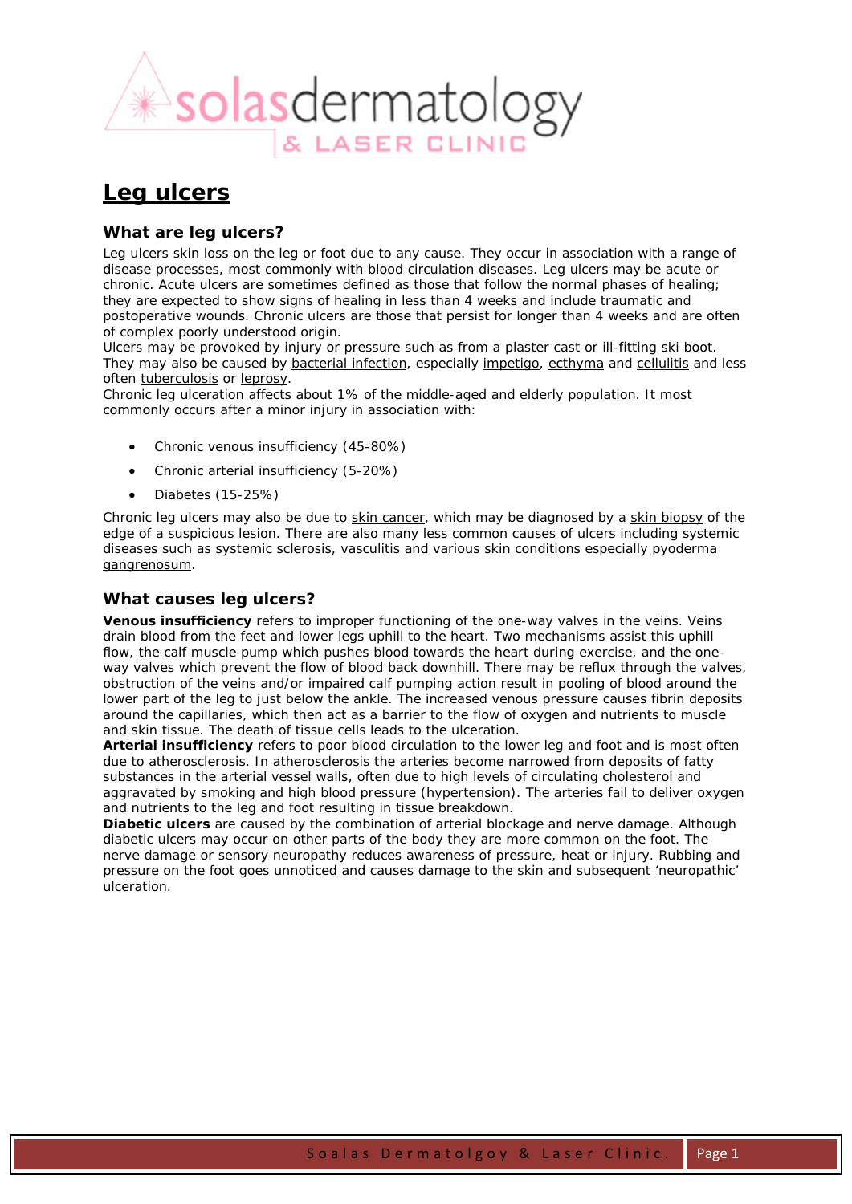# Leg ulcers

## What are leg ulcers?

Leg ulcers skin loss on the leg or foot due to any cause. They occur in association with a range of disease processes, most commonly with blood circulation diseases. Leg ulcers may be acute or chronic. Acute ulcers are sometimes defined as those that follow the normal phases of healing; they are expected to show signs of healing in less than 4 weeks and include traumatic and postoperative wounds. Chronic ulcers are those that persist for longer than 4 weeks and are often of complex poorly understood origin.

Ulcers may be provoked by injury or pressure such as from a plaster cast or ill-fitting ski boot. They may also be caused by bacterial infection, especially impetigo, ecthyma and cellulitis and less often tuberculosis or leprosy.

Chronic leg ulceration affects about 1% of the middle-aged and elderly population. It most commonly occurs after a minor injury in association with:

- Chronic venous insufficiency (45-80%)
- Chronic arterial insufficiency (5-20%)
- Diabetes (15-25%)

Chronic leg ulcers may also be due to skin cancer, which may be diagnosed by a skin biopsy of the edge of a suspicious lesion. There are also many less common causes of ulcers including systemic diseases such as systemic sclerosis, vasculitis and various skin conditions especially pyoderma gangrenosum.

## What causes leg ulcers?

**Venous insufficiency** refers to improper functioning of the one-way valves in the veins. Veins drain blood from the feet and lower legs uphill to the heart. Two mechanisms assist this uphill flow, the calf muscle pump which pushes blood towards the heart during exercise, and the one-way valves which prevent the flow of blood back downhill. There may be reflux through the valves, obstruction of the veins and/or impaired calf pumping action result in pooling of blood around the lower part of the leg to just below the ankle. The increased venous pressure causes fibrin deposits around the capillaries, which then act as a barrier to the flow of oxygen and nutrients to muscle and skin tissue. The death of tissue cells leads to the ulceration.

**Arterial insufficiency** refers to poor blood circulation to the lower leg and foot and is most often due to atherosclerosis. In atherosclerosis the arteries become narrowed from deposits of fatty substances in the arterial vessel walls, often due to high levels of circulating cholesterol and aggravated by smoking and high blood pressure (hypertension). The arteries fail to deliver oxygen and nutrients to the leg and foot resulting in tissue breakdown.

**Diabetic ulcers** are caused by the combination of arterial blockage and nerve damage. Although diabetic ulcers may occur on other parts of the body they are more common on the foot. The nerve damage or sensory neuropathy reduces awareness of pressure, heat or injury. Rubbing and pressure on the foot goes unnoticed and causes damage to the skin and subsequent 'neuropathic' ulceration.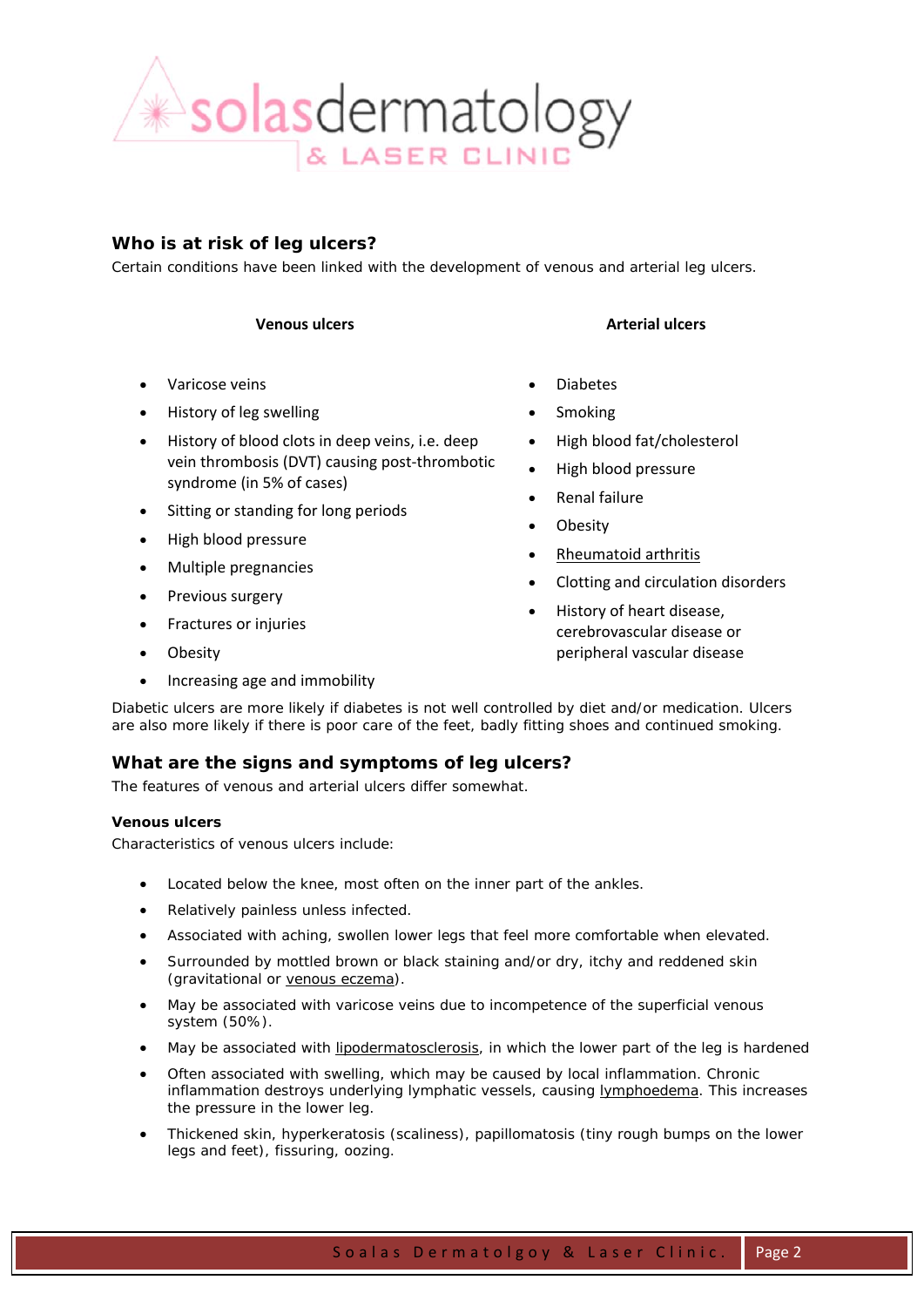## Who is at risk of leg ulcers?

Certain conditions have been linked with the development of venous and arterial leg ulcers.

**Venous ulcers**

- Varicose veins
- History of leg swelling
- History of blood clots in deep veins, i.e. deep vein thrombosis (DVT) causing post-thrombotic syndrome (in 5% of cases)
- Sitting or standing for long periods
- High blood pressure
- Multiple pregnancies
- Previous surgery
- Fractures or injuries
- Obesity
- Increasing age and immobility

**Arterial ulcers**

- Diabetes
- Smoking
- High blood fat/cholesterol
- High blood pressure
- Renal failure
- Obesity
- Rheumatoid arthritis
- Clotting and circulation disorders
- History of heart disease, cerebrovascular disease or peripheral vascular disease

Diabetic ulcers are more likely if diabetes is not well controlled by diet and/or medication. Ulcers are also more likely if there is poor care of the feet, badly fitting shoes and continued smoking.

## What are the signs and symptoms of leg ulcers?

The features of venous and arterial ulcers differ somewhat.

**Venous ulcers**

Characteristics of venous ulcers include:

- Located below the knee, most often on the inner part of the ankles.
- Relatively painless unless infected.
- Associated with aching, swollen lower legs that feel more comfortable when elevated.
- Surrounded by mottled brown or black staining and/or dry, itchy and reddened skin (gravitational or venous eczema).
- May be associated with varicose veins due to incompetence of the superficial venous system (50%).
- May be associated with lipodermatosclerosis, in which the lower part of the leg is hardened
- Often associated with swelling, which may be caused by local inflammation. Chronic inflammation destroys underlying lymphatic vessels, causing lymphoedema. This increases the pressure in the lower leg.
- Thickened skin, hyperkeratosis (scaliness), papillomatosis (tiny rough bumps on the lower legs and feet), fissuring, oozing.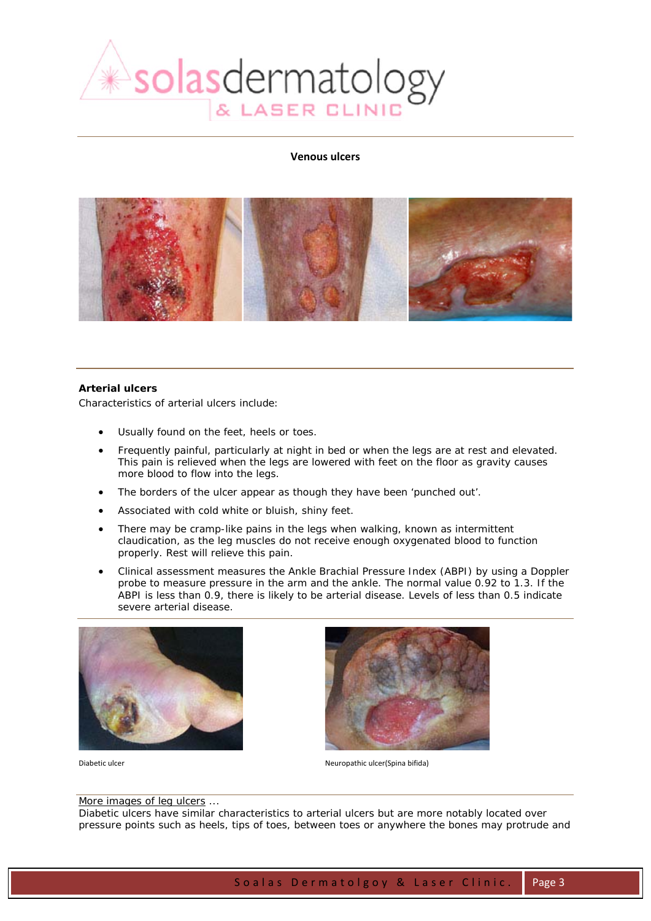**Venous ulcers**

**Arterial ulcers**

Characteristics of arterial ulcers include:

- Usually found on the feet, heels or toes.
- Frequently painful, particularly at night in bed or when the legs are at rest and elevated. This pain is relieved when the legs are lowered with feet on the floor as gravity causes more blood to flow into the legs.
- The borders of the ulcer appear as though they have been 'punched out'.
- Associated with cold white or bluish, shiny feet.
- There may be cramp-like pains in the legs when walking, known as intermittent claudication, as the leg muscles do not receive enough oxygenated blood to function properly. Rest will relieve this pain.
- Clinical assessment measures the Ankle Brachial Pressure Index (ABPI) by using a Doppler probe to measure pressure in the arm and the ankle. The normal value 0.92 to 1.3. If the ABPI is less than 0.9, there is likely to be arterial disease. Levels of less than 0.5 indicate severe arterial disease.

Diabetic ulcer

Neuropathic ulcer(Spina bifida)

More images of leg ulcers ...

Diabetic ulcers have similar characteristics to arterial ulcers but are more notably located over pressure points such as heels, tips of toes, between toes or anywhere the bones may protrude and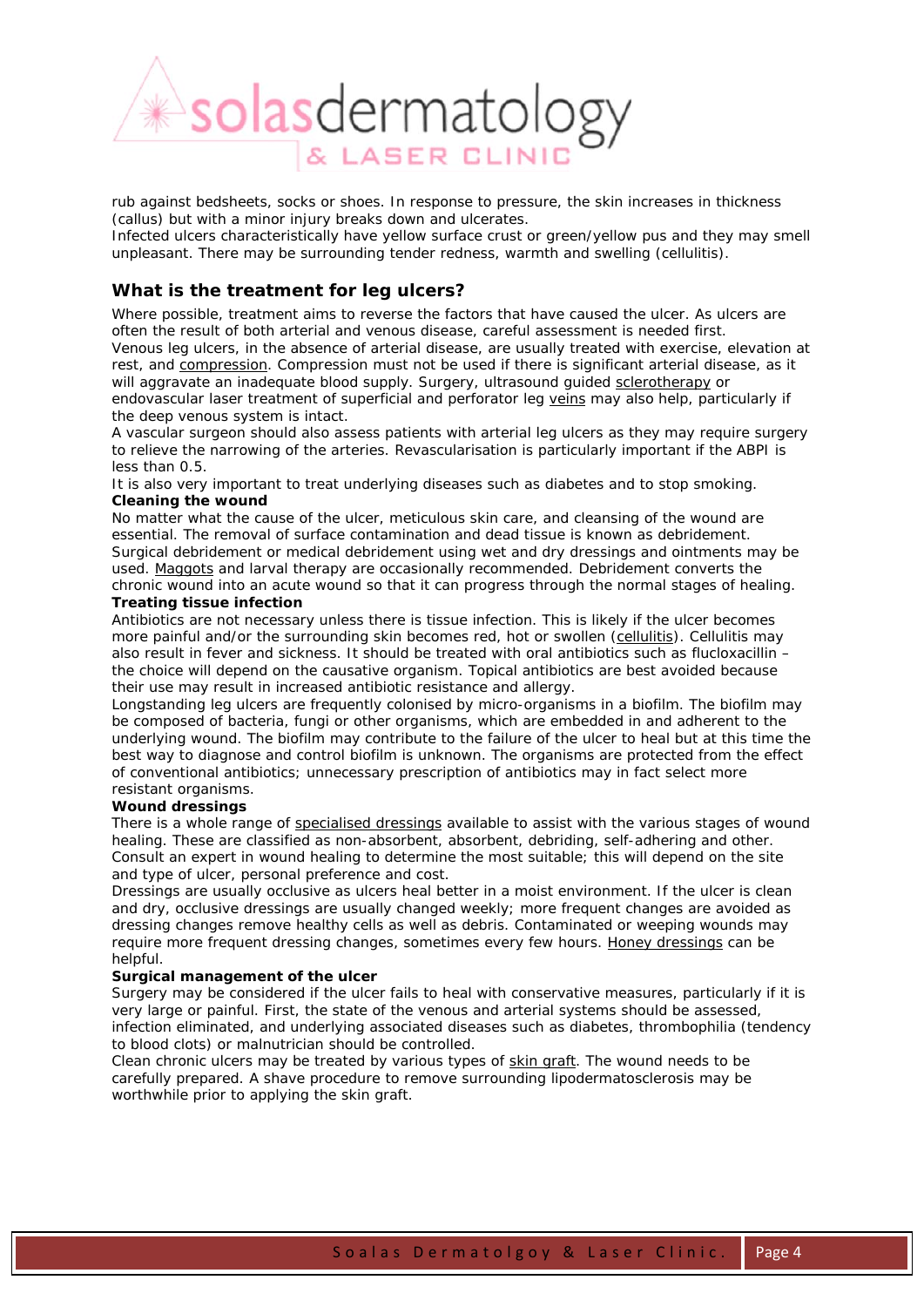rub against bedsheets, socks or shoes. In response to pressure, the skin increases in thickness (callus) but with a minor injury breaks down and ulcerates.

Infected ulcers characteristically have yellow surface crust or green/yellow pus and they may smell unpleasant. There may be surrounding tender redness, warmth and swelling (cellulitis).

## What is the treatment for leg ulcers?

Where possible, treatment aims to reverse the factors that have caused the ulcer. As ulcers are often the result of both arterial and venous disease, careful assessment is needed first.

Venous leg ulcers, in the absence of arterial disease, are usually treated with exercise, elevation at rest, and compression. Compression must not be used if there is significant arterial disease, as it will aggravate an inadequate blood supply. Surgery, ultrasound guided sclerotherapy or endovascular laser treatment of superficial and perforator leg veins may also help, particularly if the deep venous system is intact.

A vascular surgeon should also assess patients with arterial leg ulcers as they may require surgery to relieve the narrowing of the arteries. Revascularisation is particularly important if the ABPI is less than 0.5.

It is also very important to treat underlying diseases such as diabetes and to stop smoking.

**Cleaning the wound**

No matter what the cause of the ulcer, meticulous skin care, and cleansing of the wound are essential. The removal of surface contamination and dead tissue is known as debridement. Surgical debridement or medical debridement using wet and dry dressings and ointments may be used. Maggots and larval therapy are occasionally recommended. Debridement converts the chronic wound into an acute wound so that it can progress through the normal stages of healing.

**Treating tissue infection**

Antibiotics are not necessary unless there is tissue infection. This is likely if the ulcer becomes more painful and/or the surrounding skin becomes red, hot or swollen (cellulitis). Cellulitis may also result in fever and sickness. It should be treated with oral antibiotics such as flucloxacillin – the choice will depend on the causative organism. Topical antibiotics are best avoided because their use may result in increased antibiotic resistance and allergy.

Longstanding leg ulcers are frequently colonised by micro-organisms in a biofilm. The biofilm may be composed of bacteria, fungi or other organisms, which are embedded in and adherent to the underlying wound. The biofilm may contribute to the failure of the ulcer to heal but at this time the best way to diagnose and control biofilm is unknown. The organisms are protected from the effect of conventional antibiotics; unnecessary prescription of antibiotics may in fact select more resistant organisms.

**Wound dressings**

There is a whole range of specialised dressings available to assist with the various stages of wound healing. These are classified as non-absorbent, absorbent, debriding, self-adhering and other. Consult an expert in wound healing to determine the most suitable; this will depend on the site and type of ulcer, personal preference and cost.

Dressings are usually occlusive as ulcers heal better in a moist environment. If the ulcer is clean and dry, occlusive dressings are usually changed weekly; more frequent changes are avoided as dressing changes remove healthy cells as well as debris. Contaminated or weeping wounds may require more frequent dressing changes, sometimes every few hours. Honey dressings can be helpful.

**Surgical management of the ulcer**

Surgery may be considered if the ulcer fails to heal with conservative measures, particularly if it is very large or painful. First, the state of the venous and arterial systems should be assessed, infection eliminated, and underlying associated diseases such as diabetes, thrombophilia (tendency to blood clots) or malnutrician should be controlled.

Clean chronic ulcers may be treated by various types of skin graft. The wound needs to be carefully prepared. A shave procedure to remove surrounding lipodermatosclerosis may be worthwhile prior to applying the skin graft.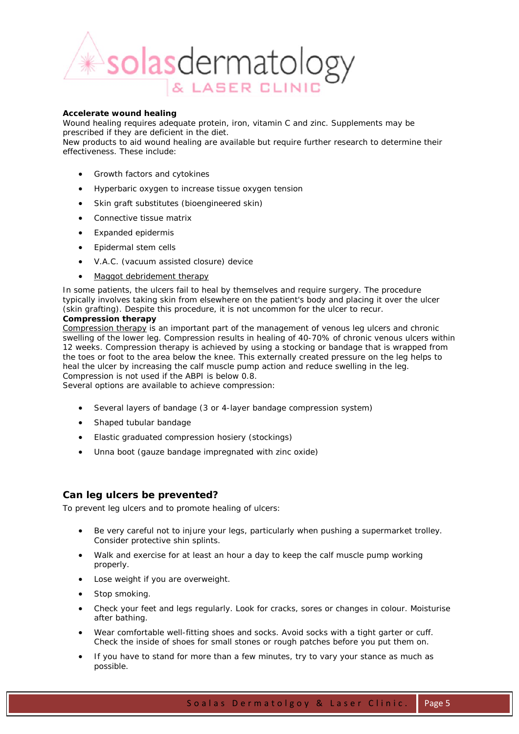**Accelerate wound healing**

Wound healing requires adequate protein, iron, vitamin C and zinc. Supplements may be prescribed if they are deficient in the diet.

New products to aid wound healing are available but require further research to determine their effectiveness. These include:

- Growth factors and cytokines
- Hyperbaric oxygen to increase tissue oxygen tension
- Skin graft substitutes (bioengineered skin)
- Connective tissue matrix
- Expanded epidermis
- Epidermal stem cells
- V.A.C. (vacuum assisted closure) device
- Maggot debridement therapy

In some patients, the ulcers fail to heal by themselves and require surgery. The procedure typically involves taking skin from elsewhere on the patient's body and placing it over the ulcer (skin grafting). Despite this procedure, it is not uncommon for the ulcer to recur.

**Compression therapy**

Compression therapy is an important part of the management of venous leg ulcers and chronic swelling of the lower leg. Compression results in healing of 40-70% of chronic venous ulcers within 12 weeks. Compression therapy is achieved by using a stocking or bandage that is wrapped from the toes or foot to the area below the knee. This externally created pressure on the leg helps to heal the ulcer by increasing the calf muscle pump action and reduce swelling in the leg. Compression is not used if the ABPI is below 0.8.

Several options are available to achieve compression:

- Several layers of bandage (3 or 4-layer bandage compression system)
- Shaped tubular bandage
- Elastic graduated compression hosiery (stockings)
- Unna boot (gauze bandage impregnated with zinc oxide)

## Can leg ulcers be prevented?

To prevent leg ulcers and to promote healing of ulcers:

- Be very careful not to injure your legs, particularly when pushing a supermarket trolley. Consider protective shin splints.
- Walk and exercise for at least an hour a day to keep the calf muscle pump working properly.
- Lose weight if you are overweight.
- Stop smoking.
- Check your feet and legs regularly. Look for cracks, sores or changes in colour. Moisturise after bathing.
- Wear comfortable well-fitting shoes and socks. Avoid socks with a tight garter or cuff. Check the inside of shoes for small stones or rough patches before you put them on.
- If you have to stand for more than a few minutes, try to vary your stance as much as possible.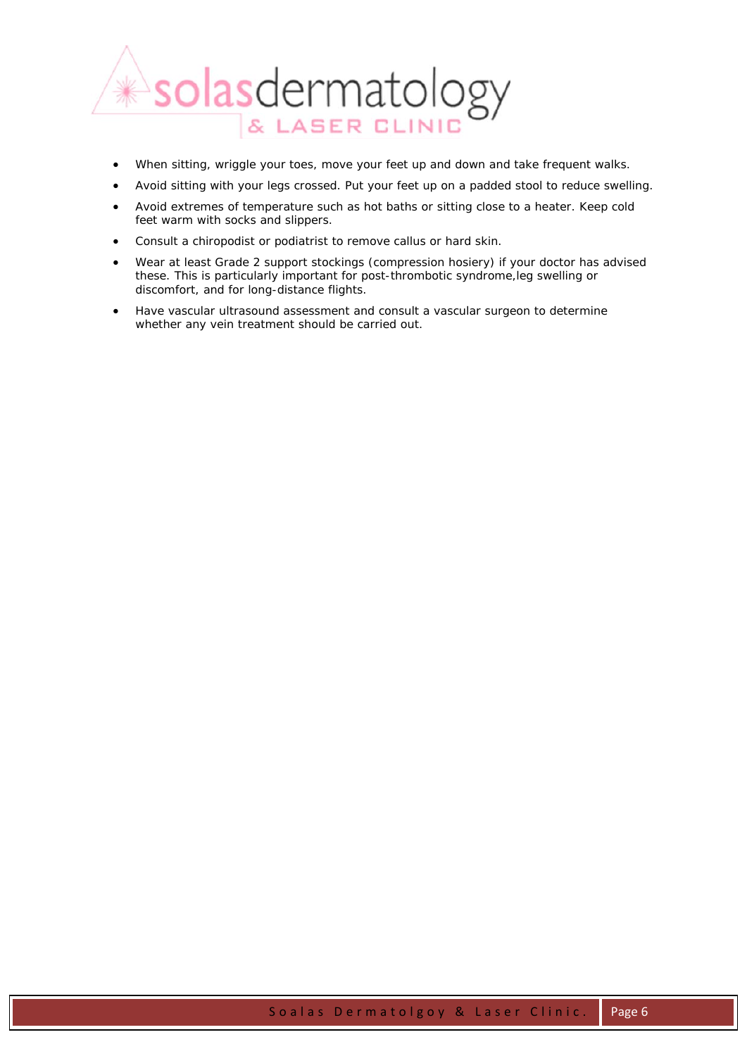- When sitting, wriggle your toes, move your feet up and down and take frequent walks.
- Avoid sitting with your legs crossed. Put your feet up on a padded stool to reduce swelling.
- Avoid extremes of temperature such as hot baths or sitting close to a heater. Keep cold feet warm with socks and slippers.
- Consult a chiropodist or podiatrist to remove callus or hard skin.
- Wear at least Grade 2 support stockings (compression hosiery) if your doctor has advised these. This is particularly important for post-thrombotic syndrome,leg swelling or discomfort, and for long-distance flights.
- Have vascular ultrasound assessment and consult a vascular surgeon to determine whether any vein treatment should be carried out.